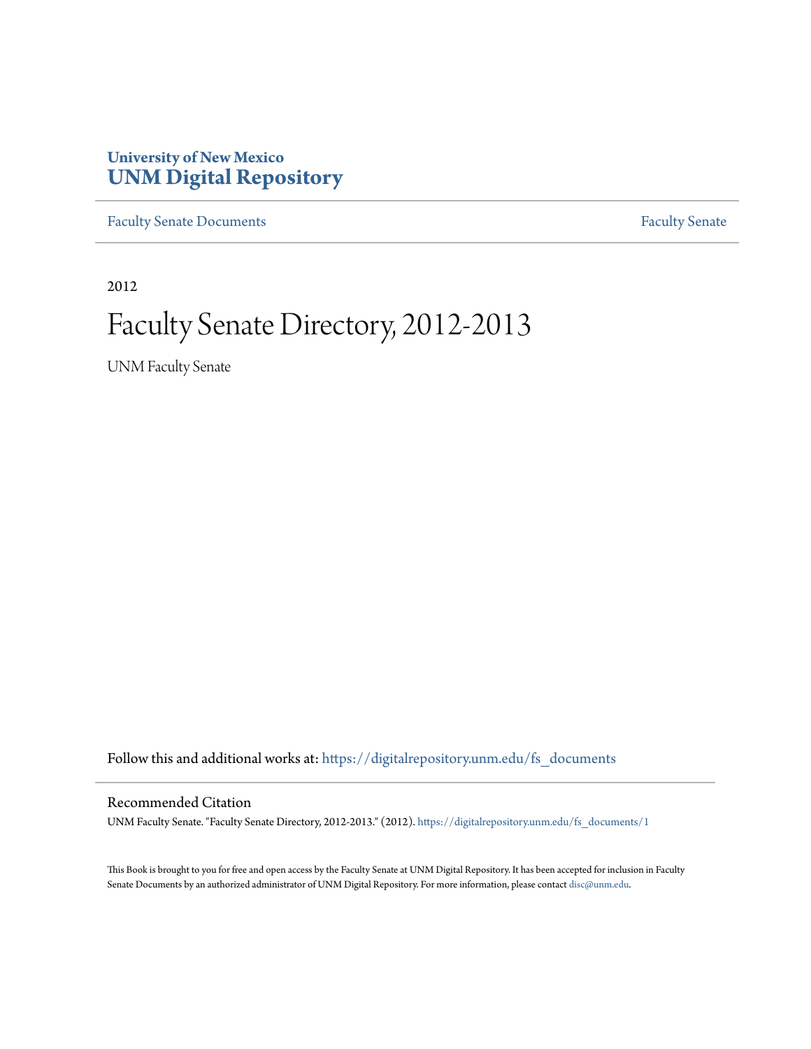**University of New Mexico**
**UNM Digital Repository**

Faculty Senate Documents

Faculty Senate

2012

# Faculty Senate Directory, 2012-2013

UNM Faculty Senate

Follow this and additional works at: https://digitalrepository.unm.edu/fs_documents

## Recommended Citation

UNM Faculty Senate. "Faculty Senate Directory, 2012-2013." (2012). https://digitalrepository.unm.edu/fs_documents/1

This Book is brought to you for free and open access by the Faculty Senate at UNM Digital Repository. It has been accepted for inclusion in Faculty Senate Documents by an authorized administrator of UNM Digital Repository. For more information, please contact disc@unm.edu.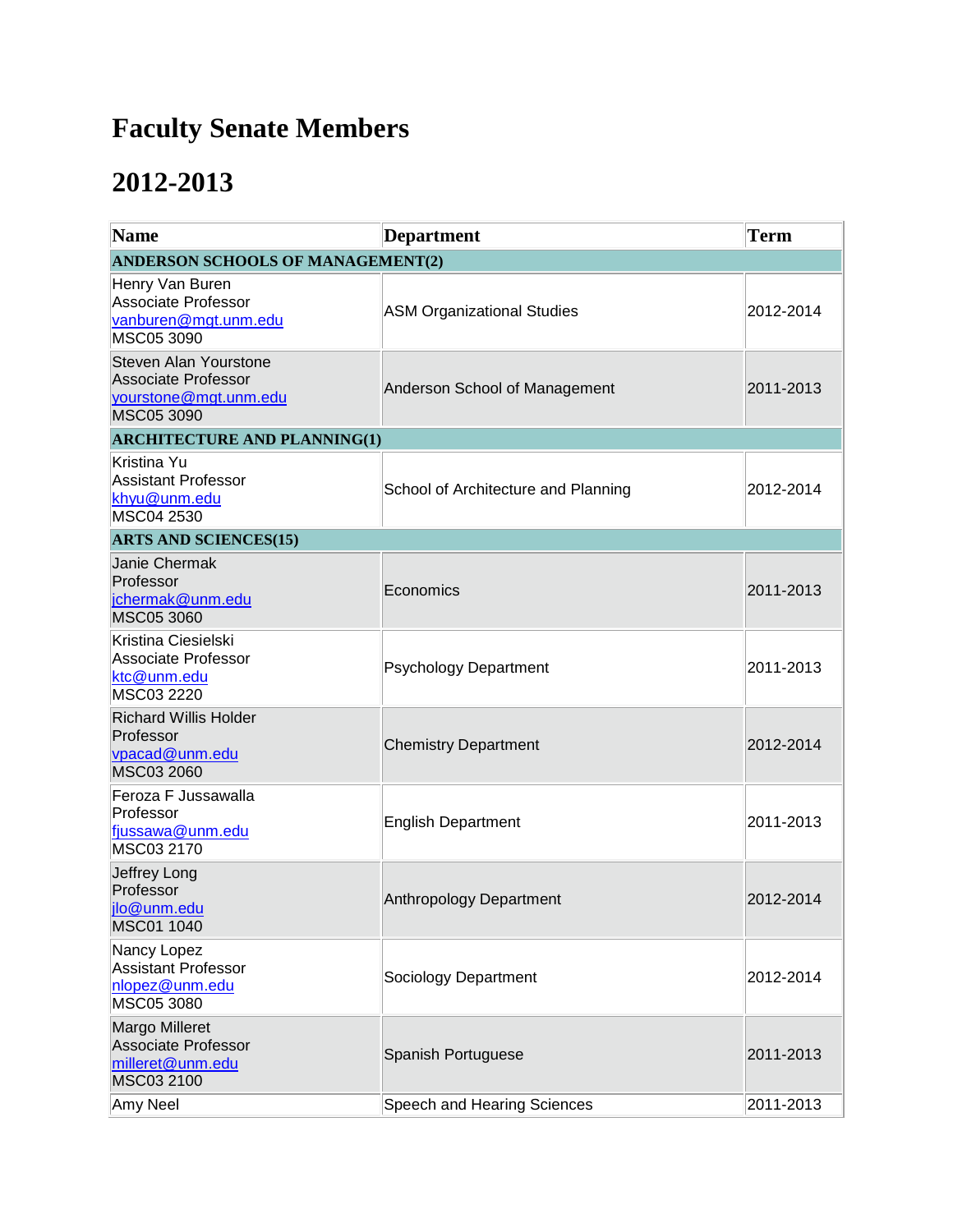# Faculty Senate Members

# 2012-2013

| Name | Department | Term |
|---|---|---|
| **ANDERSON SCHOOLS OF MANAGEMENT(2)** | | |
| Henry Van Buren<br>Associate Professor<br>vanburen@mgt.unm.edu<br>MSC05 3090 | ASM Organizational Studies | 2012-2014 |
| Steven Alan Yourstone<br>Associate Professor<br>yourstone@mgt.unm.edu<br>MSC05 3090 | Anderson School of Management | 2011-2013 |
| **ARCHITECTURE AND PLANNING(1)** | | |
| Kristina Yu<br>Assistant Professor<br>khyu@unm.edu<br>MSC04 2530 | School of Architecture and Planning | 2012-2014 |
| **ARTS AND SCIENCES(15)** | | |
| Janie Chermak<br>Professor<br>jchermak@unm.edu<br>MSC05 3060 | Economics | 2011-2013 |
| Kristina Ciesielski<br>Associate Professor<br>ktc@unm.edu<br>MSC03 2220 | Psychology Department | 2011-2013 |
| Richard Willis Holder<br>Professor<br>vpacad@unm.edu<br>MSC03 2060 | Chemistry Department | 2012-2014 |
| Feroza F Jussawalla<br>Professor<br>fjussawa@unm.edu<br>MSC03 2170 | English Department | 2011-2013 |
| Jeffrey Long<br>Professor<br>jlo@unm.edu<br>MSC01 1040 | Anthropology Department | 2012-2014 |
| Nancy Lopez<br>Assistant Professor<br>nlopez@unm.edu<br>MSC05 3080 | Sociology Department | 2012-2014 |
| Margo Milleret<br>Associate Professor<br>milleret@unm.edu<br>MSC03 2100 | Spanish Portuguese | 2011-2013 |
| Amy Neel | Speech and Hearing Sciences | 2011-2013 |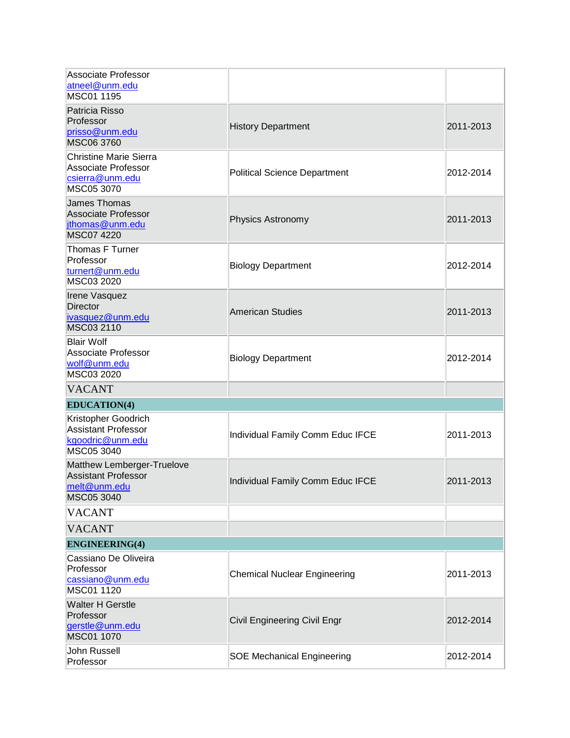| | | |
|---|---|---|
| Associate Professor<br>atneel@unm.edu<br>MSC01 1195 | | |
| Patricia Risso<br>Professor<br>prisso@unm.edu<br>MSC06 3760 | History Department | 2011-2013 |
| Christine Marie Sierra<br>Associate Professor<br>csierra@unm.edu<br>MSC05 3070 | Political Science Department | 2012-2014 |
| James Thomas<br>Associate Professor<br>jthomas@unm.edu<br>MSC07 4220 | Physics Astronomy | 2011-2013 |
| Thomas F Turner<br>Professor<br>turnert@unm.edu<br>MSC03 2020 | Biology Department | 2012-2014 |
| Irene Vasquez<br>Director<br>ivasquez@unm.edu<br>MSC03 2110 | American Studies | 2011-2013 |
| Blair Wolf<br>Associate Professor<br>wolf@unm.edu<br>MSC03 2020 | Biology Department | 2012-2014 |
| VACANT | | |
| **EDUCATION(4)** | | |
| Kristopher Goodrich<br>Assistant Professor<br>kgoodric@unm.edu<br>MSC05 3040 | Individual Family Comm Educ IFCE | 2011-2013 |
| Matthew Lemberger-Truelove<br>Assistant Professor<br>melt@unm.edu<br>MSC05 3040 | Individual Family Comm Educ IFCE | 2011-2013 |
| VACANT | | |
| VACANT | | |
| **ENGINEERING(4)** | | |
| Cassiano De Oliveira<br>Professor<br>cassiano@unm.edu<br>MSC01 1120 | Chemical Nuclear Engineering | 2011-2013 |
| Walter H Gerstle<br>Professor<br>gerstle@unm.edu<br>MSC01 1070 | Civil Engineering Civil Engr | 2012-2014 |
| John Russell<br>Professor | SOE Mechanical Engineering | 2012-2014 |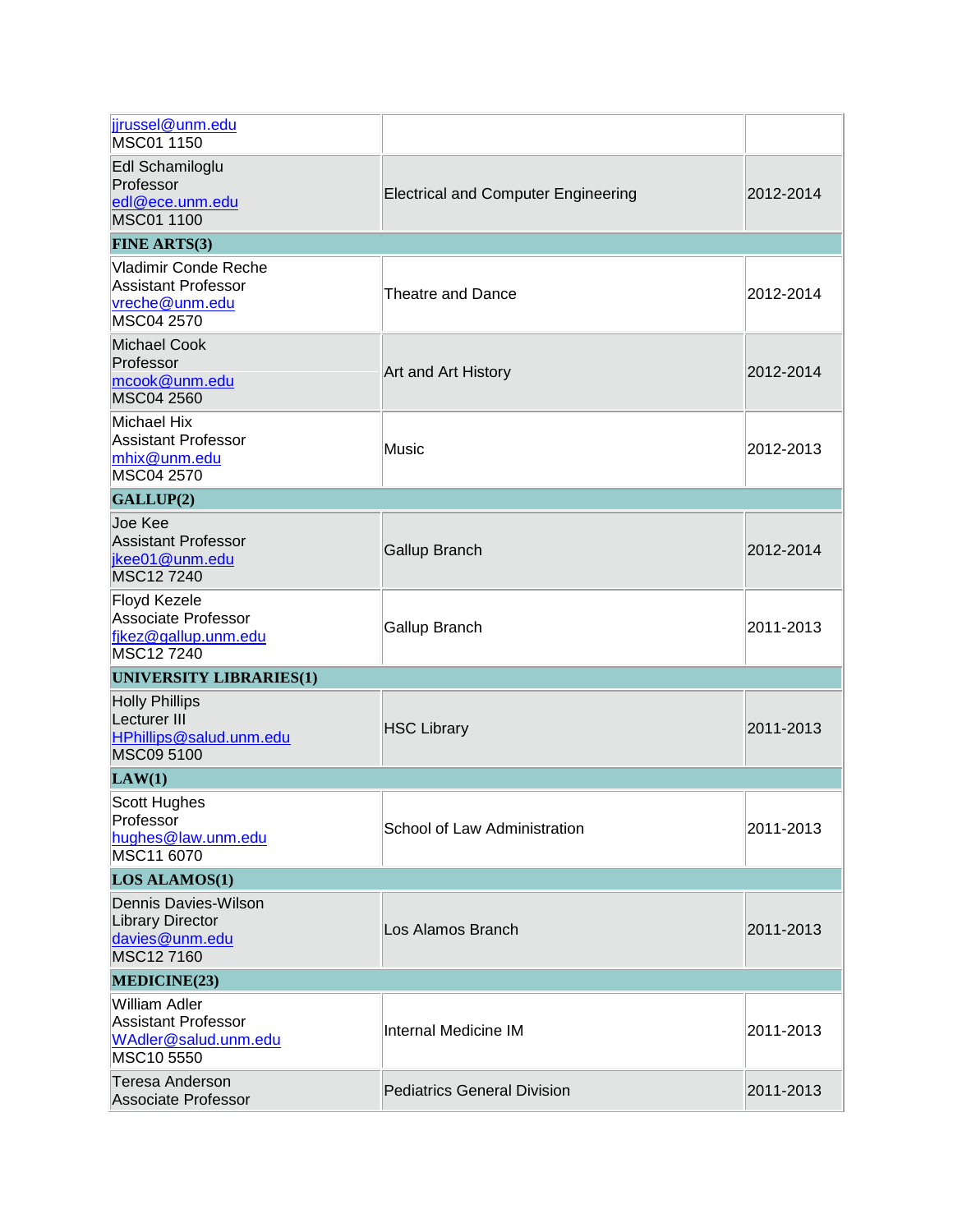| | | |
|---|---|---|
| jjrussel@unm.edu<br>MSC01 1150 | | |
| Edl Schamiloglu<br>Professor<br>edl@ece.unm.edu<br>MSC01 1100 | Electrical and Computer Engineering | 2012-2014 |
| **FINE ARTS(3)** | | |
| Vladimir Conde Reche<br>Assistant Professor<br>vreche@unm.edu<br>MSC04 2570 | Theatre and Dance | 2012-2014 |
| Michael Cook<br>Professor<br>mcook@unm.edu<br>MSC04 2560 | Art and Art History | 2012-2014 |
| Michael Hix<br>Assistant Professor<br>mhix@unm.edu<br>MSC04 2570 | Music | 2012-2013 |
| **GALLUP(2)** | | |
| Joe Kee<br>Assistant Professor<br>jkee01@unm.edu<br>MSC12 7240 | Gallup Branch | 2012-2014 |
| Floyd Kezele<br>Associate Professor<br>fjkez@gallup.unm.edu<br>MSC12 7240 | Gallup Branch | 2011-2013 |
| **UNIVERSITY LIBRARIES(1)** | | |
| Holly Phillips<br>Lecturer III<br>HPhillips@salud.unm.edu<br>MSC09 5100 | HSC Library | 2011-2013 |
| **LAW(1)** | | |
| Scott Hughes<br>Professor<br>hughes@law.unm.edu<br>MSC11 6070 | School of Law Administration | 2011-2013 |
| **LOS ALAMOS(1)** | | |
| Dennis Davies-Wilson<br>Library Director<br>davies@unm.edu<br>MSC12 7160 | Los Alamos Branch | 2011-2013 |
| **MEDICINE(23)** | | |
| William Adler<br>Assistant Professor<br>WAdler@salud.unm.edu<br>MSC10 5550 | Internal Medicine IM | 2011-2013 |
| Teresa Anderson<br>Associate Professor | Pediatrics General Division | 2011-2013 |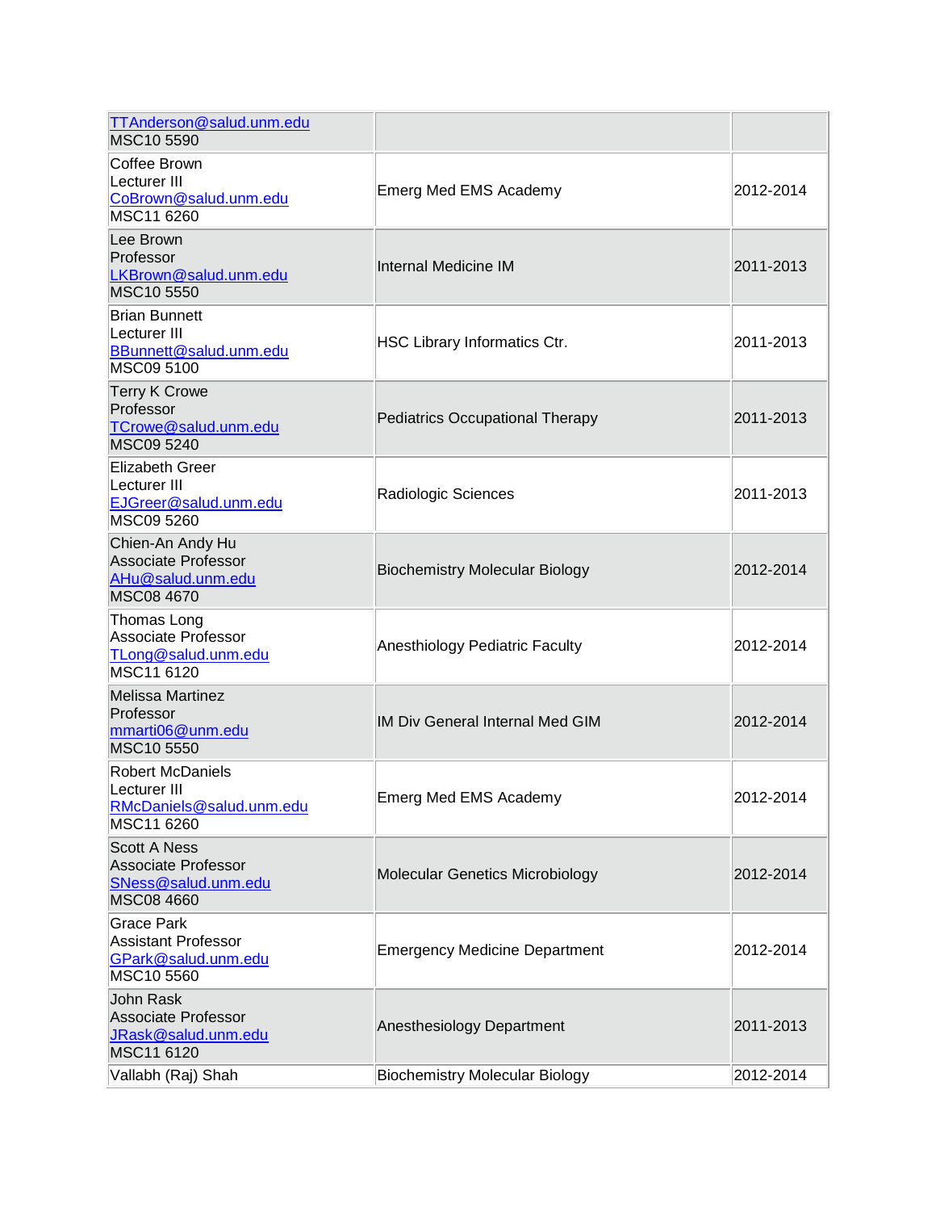| | | |
|---|---|---|
| TTAnderson@salud.unm.edu<br>MSC10 5590 | | |
| Coffee Brown<br>Lecturer III<br>CoBrown@salud.unm.edu<br>MSC11 6260 | Emerg Med EMS Academy | 2012-2014 |
| Lee Brown<br>Professor<br>LKBrown@salud.unm.edu<br>MSC10 5550 | Internal Medicine IM | 2011-2013 |
| Brian Bunnett<br>Lecturer III<br>BBunnett@salud.unm.edu<br>MSC09 5100 | HSC Library Informatics Ctr. | 2011-2013 |
| Terry K Crowe<br>Professor<br>TCrowe@salud.unm.edu<br>MSC09 5240 | Pediatrics Occupational Therapy | 2011-2013 |
| Elizabeth Greer<br>Lecturer III<br>EJGreer@salud.unm.edu<br>MSC09 5260 | Radiologic Sciences | 2011-2013 |
| Chien-An Andy Hu<br>Associate Professor<br>AHu@salud.unm.edu<br>MSC08 4670 | Biochemistry Molecular Biology | 2012-2014 |
| Thomas Long<br>Associate Professor<br>TLong@salud.unm.edu<br>MSC11 6120 | Anesthiology Pediatric Faculty | 2012-2014 |
| Melissa Martinez<br>Professor<br>mmarti06@unm.edu<br>MSC10 5550 | IM Div General Internal Med GIM | 2012-2014 |
| Robert McDaniels<br>Lecturer III<br>RMcDaniels@salud.unm.edu<br>MSC11 6260 | Emerg Med EMS Academy | 2012-2014 |
| Scott A Ness<br>Associate Professor<br>SNess@salud.unm.edu<br>MSC08 4660 | Molecular Genetics Microbiology | 2012-2014 |
| Grace Park<br>Assistant Professor<br>GPark@salud.unm.edu<br>MSC10 5560 | Emergency Medicine Department | 2012-2014 |
| John Rask<br>Associate Professor<br>JRask@salud.unm.edu<br>MSC11 6120 | Anesthesiology Department | 2011-2013 |
| Vallabh (Raj) Shah | Biochemistry Molecular Biology | 2012-2014 |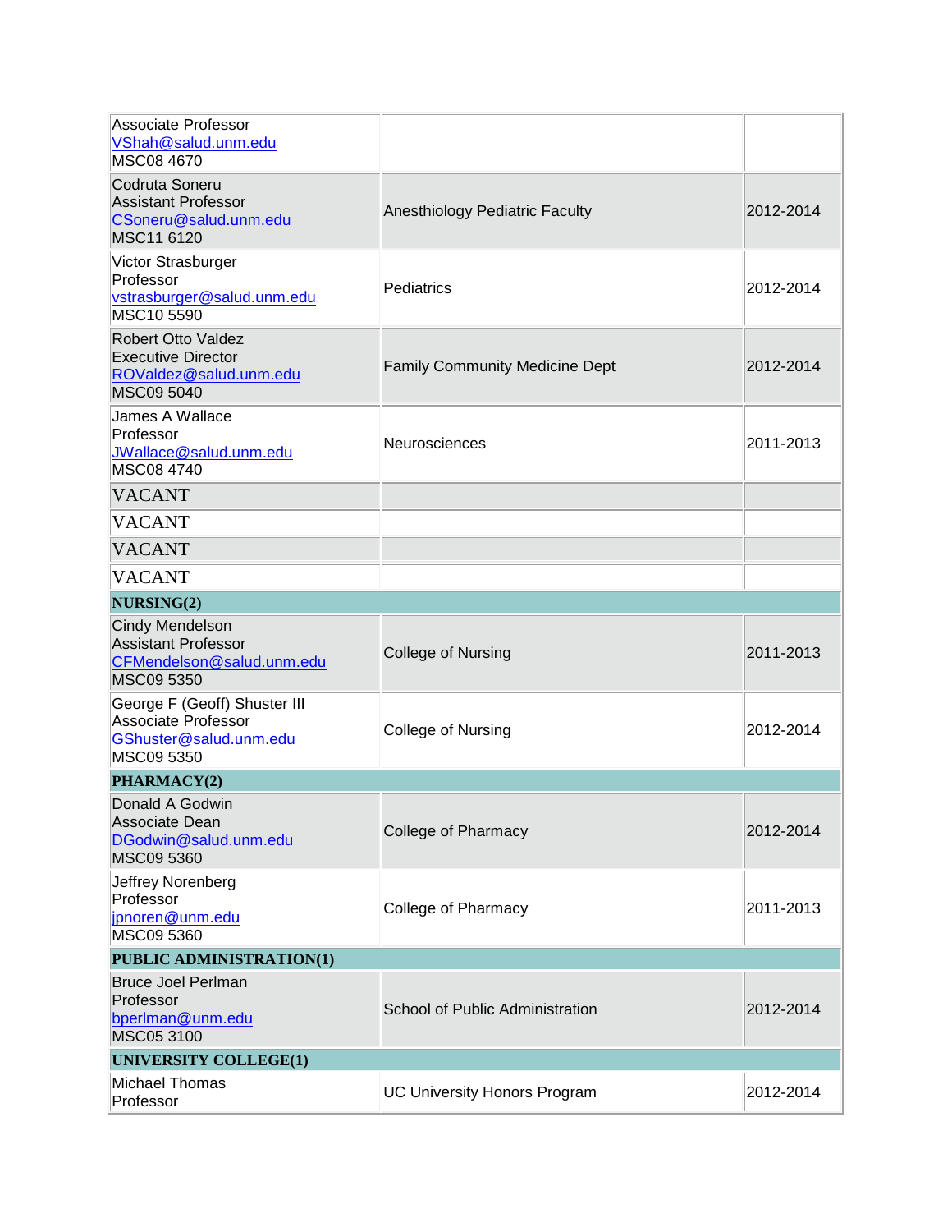| | | |
|---|---|---|
| Associate Professor<br>VShah@salud.unm.edu<br>MSC08 4670 | | |
| Codruta Soneru<br>Assistant Professor<br>CSoneru@salud.unm.edu<br>MSC11 6120 | Anesthiology Pediatric Faculty | 2012-2014 |
| Victor Strasburger<br>Professor<br>vstrasburger@salud.unm.edu<br>MSC10 5590 | Pediatrics | 2012-2014 |
| Robert Otto Valdez<br>Executive Director<br>ROValdez@salud.unm.edu<br>MSC09 5040 | Family Community Medicine Dept | 2012-2014 |
| James A Wallace<br>Professor<br>JWallace@salud.unm.edu<br>MSC08 4740 | Neurosciences | 2011-2013 |
| VACANT | | |
| VACANT | | |
| VACANT | | |
| VACANT | | |
| **NURSING(2)** | | |
| Cindy Mendelson<br>Assistant Professor<br>CFMendelson@salud.unm.edu<br>MSC09 5350 | College of Nursing | 2011-2013 |
| George F (Geoff) Shuster III<br>Associate Professor<br>GShuster@salud.unm.edu<br>MSC09 5350 | College of Nursing | 2012-2014 |
| **PHARMACY(2)** | | |
| Donald A Godwin<br>Associate Dean<br>DGodwin@salud.unm.edu<br>MSC09 5360 | College of Pharmacy | 2012-2014 |
| Jeffrey Norenberg<br>Professor<br>jpnoren@unm.edu<br>MSC09 5360 | College of Pharmacy | 2011-2013 |
| **PUBLIC ADMINISTRATION(1)** | | |
| Bruce Joel Perlman<br>Professor<br>bperlman@unm.edu<br>MSC05 3100 | School of Public Administration | 2012-2014 |
| **UNIVERSITY COLLEGE(1)** | | |
| Michael Thomas<br>Professor | UC University Honors Program | 2012-2014 |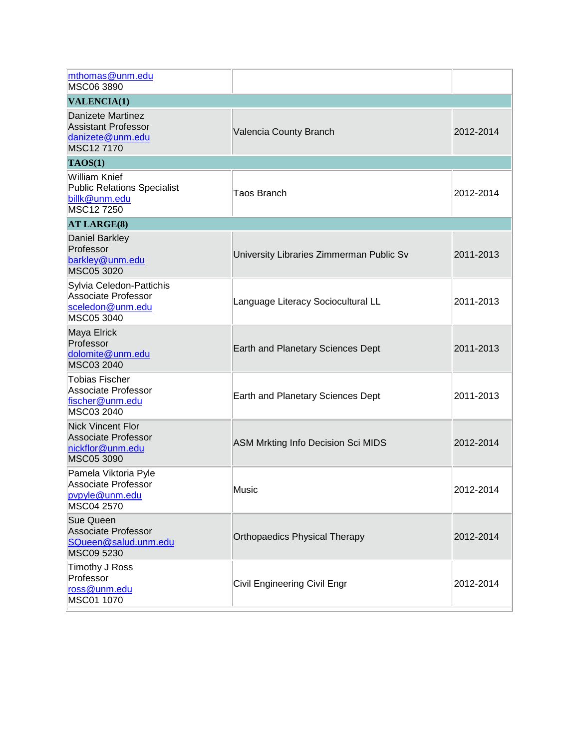| | | |
|---|---|---|
| mthomas@unm.edu<br>MSC06 3890 | | |
| **VALENCIA(1)** | | |
| Danizete Martinez<br>Assistant Professor<br>danizete@unm.edu<br>MSC12 7170 | Valencia County Branch | 2012-2014 |
| **TAOS(1)** | | |
| William Knief<br>Public Relations Specialist<br>billk@unm.edu<br>MSC12 7250 | Taos Branch | 2012-2014 |
| **AT LARGE(8)** | | |
| Daniel Barkley<br>Professor<br>barkley@unm.edu<br>MSC05 3020 | University Libraries Zimmerman Public Sv | 2011-2013 |
| Sylvia Celedon-Pattichis<br>Associate Professor<br>sceledon@unm.edu<br>MSC05 3040 | Language Literacy Sociocultural LL | 2011-2013 |
| Maya Elrick<br>Professor<br>dolomite@unm.edu<br>MSC03 2040 | Earth and Planetary Sciences Dept | 2011-2013 |
| Tobias Fischer<br>Associate Professor<br>fischer@unm.edu<br>MSC03 2040 | Earth and Planetary Sciences Dept | 2011-2013 |
| Nick Vincent Flor<br>Associate Professor<br>nickflor@unm.edu<br>MSC05 3090 | ASM Mrkting Info Decision Sci MIDS | 2012-2014 |
| Pamela Viktoria Pyle<br>Associate Professor<br>pvpyle@unm.edu<br>MSC04 2570 | Music | 2012-2014 |
| Sue Queen<br>Associate Professor<br>SQueen@salud.unm.edu<br>MSC09 5230 | Orthopaedics Physical Therapy | 2012-2014 |
| Timothy J Ross<br>Professor<br>ross@unm.edu<br>MSC01 1070 | Civil Engineering Civil Engr | 2012-2014 |